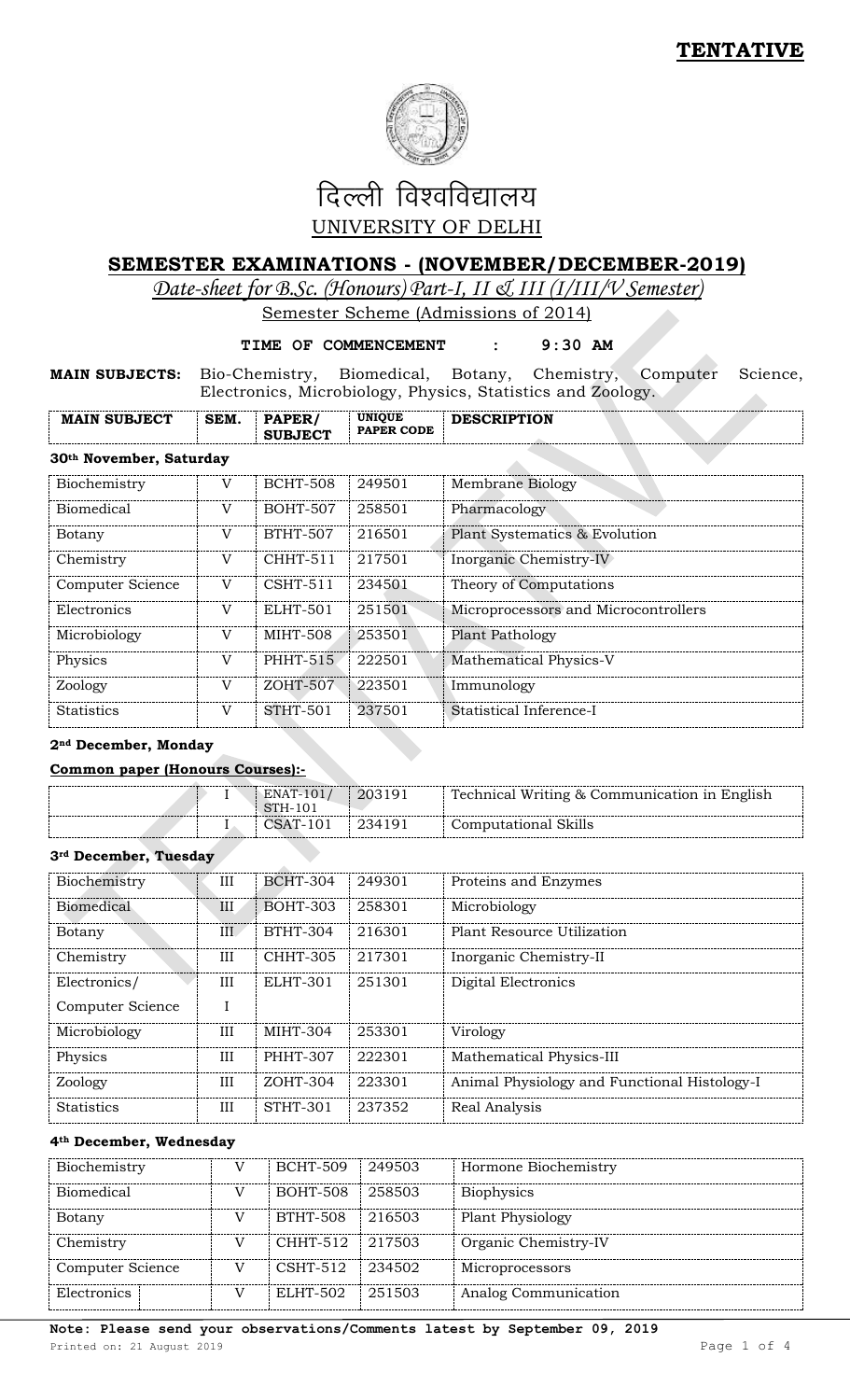**TENTATIVE**

दिल्ली विश्वविद्यालय

UNIVERSITY OF DELHI

## SEMESTER EXAMINATIONS - (NOVEMBER/DECEMBER-2019)

*Date-sheet for B.Sc. (Honours) Part-I, II & III (I/III/V Semester)*

Semester Scheme (Admissions of 2014)

**TIME OF COMMENCEMENT : 9:30 AM**

**MAIN SUBJECTS:** Bio-Chemistry, Biomedical, Botany, Chemistry, Computer Science, Electronics, Microbiology, Physics, Statistics and Zoology.

| MAIN SUBJECT | SEM. | PAPER/ SUBJECT | UNIQUE PAPER CODE | DESCRIPTION |
|---|---|---|---|---|
| **30th November, Saturday** | | | | |
| Biochemistry | V | BCHT-508 | 249501 | Membrane Biology |
| Biomedical | V | BOHT-507 | 258501 | Pharmacology |
| Botany | V | BTHT-507 | 216501 | Plant Systematics & Evolution |
| Chemistry | V | CHHT-511 | 217501 | Inorganic Chemistry-IV |
| Computer Science | V | CSHT-511 | 234501 | Theory of Computations |
| Electronics | V | ELHT-501 | 251501 | Microprocessors and Microcontrollers |
| Microbiology | V | MIHT-508 | 253501 | Plant Pathology |
| Physics | V | PHHT-515 | 222501 | Mathematical Physics-V |
| Zoology | V | ZOHT-507 | 223501 | Immunology |
| Statistics | V | STHT-501 | 237501 | Statistical Inference-I |
| **2nd December, Monday** | | | | |
| **Common paper (Honours Courses):-** | | | | |
| | I | ENAT-101/ STH-101 | 203191 | Technical Writing & Communication in English |
| | I | CSAT-101 | 234191 | Computational Skills |
| **3rd December, Tuesday** | | | | |
| Biochemistry | III | BCHT-304 | 249301 | Proteins and Enzymes |
| Biomedical | III | BOHT-303 | 258301 | Microbiology |
| Botany | III | BTHT-304 | 216301 | Plant Resource Utilization |
| Chemistry | III | CHHT-305 | 217301 | Inorganic Chemistry-II |
| Electronics/ Computer Science | III / I | ELHT-301 | 251301 | Digital Electronics |
| Microbiology | III | MIHT-304 | 253301 | Virology |
| Physics | III | PHHT-307 | 222301 | Mathematical Physics-III |
| Zoology | III | ZOHT-304 | 223301 | Animal Physiology and Functional Histology-I |
| Statistics | III | STHT-301 | 237352 | Real Analysis |
| **4th December, Wednesday** | | | | |
| Biochemistry | V | BCHT-509 | 249503 | Hormone Biochemistry |
| Biomedical | V | BOHT-508 | 258503 | Biophysics |
| Botany | V | BTHT-508 | 216503 | Plant Physiology |
| Chemistry | V | CHHT-512 | 217503 | Organic Chemistry-IV |
| Computer Science | V | CSHT-512 | 234502 | Microprocessors |
| Electronics | V | ELHT-502 | 251503 | Analog Communication |

**Note: Please send your observations/Comments latest by September 09, 2019**

Printed on: 21 August 2019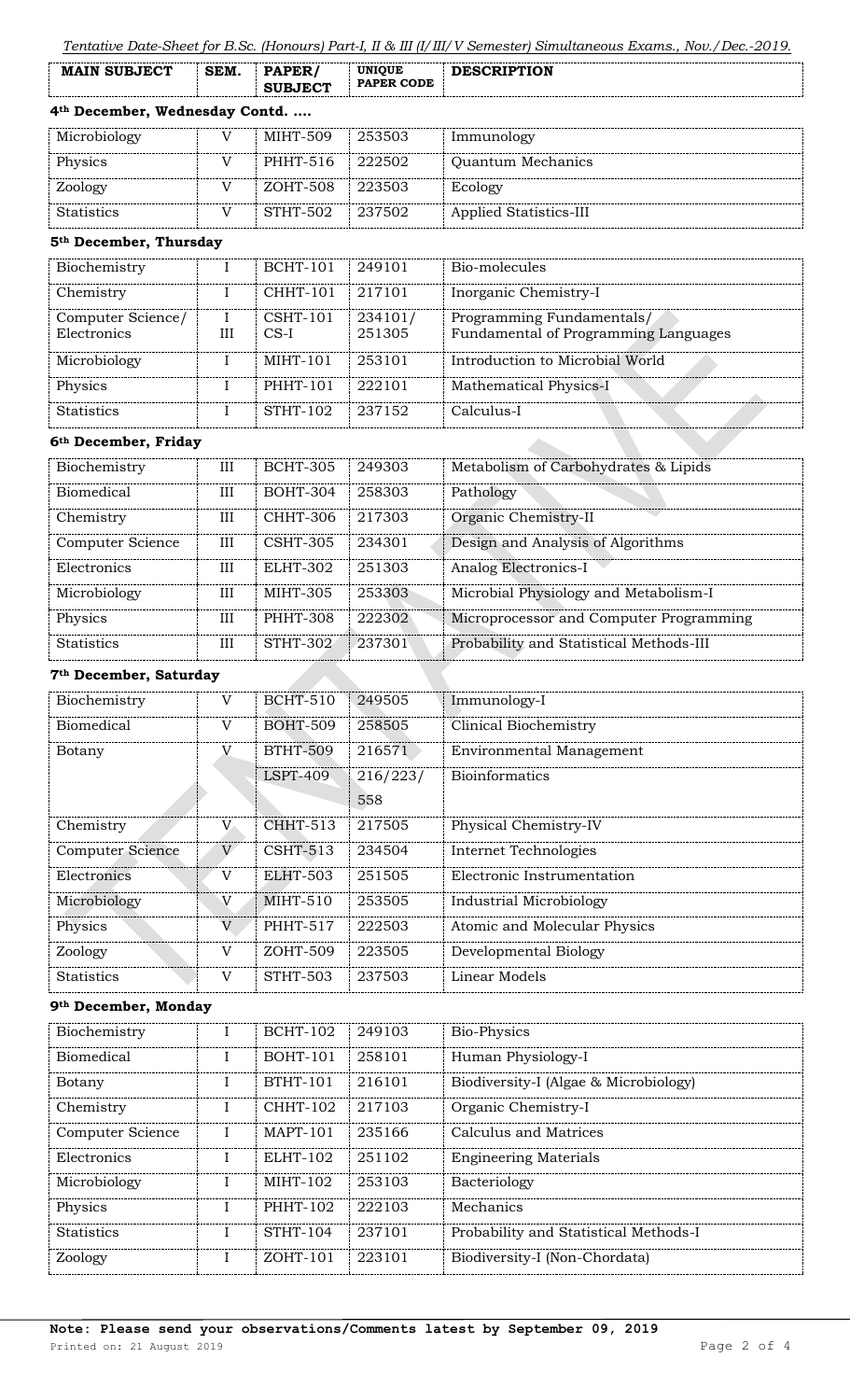*Tentative Date-Sheet for B.Sc. (Honours) Part-I, II & III (I/III/V Semester) Simultaneous Exams., Nov./Dec.-2019.*

| MAIN SUBJECT | SEM. | PAPER/ SUBJECT | UNIQUE PAPER CODE | DESCRIPTION |
|---|---|---|---|---|
| **4th December, Wednesday Contd. ….** | | | | |
| Microbiology | V | MIHT-509 | 253503 | Immunology |
| Physics | V | PHHT-516 | 222502 | Quantum Mechanics |
| Zoology | V | ZOHT-508 | 223503 | Ecology |
| Statistics | V | STHT-502 | 237502 | Applied Statistics-III |
| **5th December, Thursday** | | | | |
| Biochemistry | I | BCHT-101 | 249101 | Bio-molecules |
| Chemistry | I | CHHT-101 | 217101 | Inorganic Chemistry-I |
| Computer Science/ Electronics | I III | CSHT-101 CS-I | 234101/ 251305 | Programming Fundamentals/ Fundamental of Programming Languages |
| Microbiology | I | MIHT-101 | 253101 | Introduction to Microbial World |
| Physics | I | PHHT-101 | 222101 | Mathematical Physics-I |
| Statistics | I | STHT-102 | 237152 | Calculus-I |
| **6th December, Friday** | | | | |
| Biochemistry | III | BCHT-305 | 249303 | Metabolism of Carbohydrates & Lipids |
| Biomedical | III | BOHT-304 | 258303 | Pathology |
| Chemistry | III | CHHT-306 | 217303 | Organic Chemistry-II |
| Computer Science | III | CSHT-305 | 234301 | Design and Analysis of Algorithms |
| Electronics | III | ELHT-302 | 251303 | Analog Electronics-I |
| Microbiology | III | MIHT-305 | 253303 | Microbial Physiology and Metabolism-I |
| Physics | III | PHHT-308 | 222302 | Microprocessor and Computer Programming |
| Statistics | III | STHT-302 | 237301 | Probability and Statistical Methods-III |
| **7th December, Saturday** | | | | |
| Biochemistry | V | BCHT-510 | 249505 | Immunology-I |
| Biomedical | V | BOHT-509 | 258505 | Clinical Biochemistry |
| Botany | V | BTHT-509 | 216571 | Environmental Management |
| | | LSPT-409 | 216/223/ 558 | Bioinformatics |
| Chemistry | V | CHHT-513 | 217505 | Physical Chemistry-IV |
| Computer Science | V | CSHT-513 | 234504 | Internet Technologies |
| Electronics | V | ELHT-503 | 251505 | Electronic Instrumentation |
| Microbiology | V | MIHT-510 | 253505 | Industrial Microbiology |
| Physics | V | PHHT-517 | 222503 | Atomic and Molecular Physics |
| Zoology | V | ZOHT-509 | 223505 | Developmental Biology |
| Statistics | V | STHT-503 | 237503 | Linear Models |
| **9th December, Monday** | | | | |
| Biochemistry | I | BCHT-102 | 249103 | Bio-Physics |
| Biomedical | I | BOHT-101 | 258101 | Human Physiology-I |
| Botany | I | BTHT-101 | 216101 | Biodiversity-I (Algae & Microbiology) |
| Chemistry | I | CHHT-102 | 217103 | Organic Chemistry-I |
| Computer Science | I | MAPT-101 | 235166 | Calculus and Matrices |
| Electronics | I | ELHT-102 | 251102 | Engineering Materials |
| Microbiology | I | MIHT-102 | 253103 | Bacteriology |
| Physics | I | PHHT-102 | 222103 | Mechanics |
| Statistics | I | STHT-104 | 237101 | Probability and Statistical Methods-I |
| Zoology | I | ZOHT-101 | 223101 | Biodiversity-I (Non-Chordata) |

**Note: Please send your observations/Comments latest by September 09, 2019**

Printed on: 21 August 2019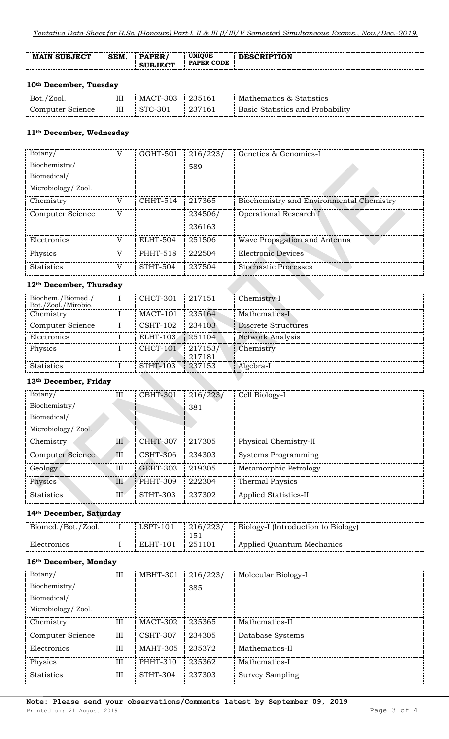| MAIN SUBJECT | SEM. | PAPER/ SUBJECT | UNIQUE PAPER CODE | DESCRIPTION |
|---|---|---|---|---|

**10th December, Tuesday**

| MAIN SUBJECT | SEM. | PAPER/ SUBJECT | UNIQUE PAPER CODE | DESCRIPTION |
|---|---|---|---|---|
| Bot./Zool. | III | MACT-303 | 235161 | Mathematics & Statistics |
| Computer Science | III | STC-301 | 237161 | Basic Statistics and Probability |

**11th December, Wednesday**

| MAIN SUBJECT | SEM. | PAPER/ SUBJECT | UNIQUE PAPER CODE | DESCRIPTION |
|---|---|---|---|---|
| Botany/ Biochemistry/ Biomedical/ Microbiology/ Zool. | V | GGHT-501 | 216/223/ 589 | Genetics & Genomics-I |
| Chemistry | V | CHHT-514 | 217365 | Biochemistry and Environmental Chemistry |
| Computer Science | V | | 234506/ 236163 | Operational Research I |
| Electronics | V | ELHT-504 | 251506 | Wave Propagation and Antenna |
| Physics | V | PHHT-518 | 222504 | Electronic Devices |
| Statistics | V | STHT-504 | 237504 | Stochastic Processes |

**12th December, Thursday**

| MAIN SUBJECT | SEM. | PAPER/ SUBJECT | UNIQUE PAPER CODE | DESCRIPTION |
|---|---|---|---|---|
| Biochem./Biomed./ Bot./Zool./Mirobio. | I | CHCT-301 | 217151 | Chemistry-I |
| Chemistry | I | MACT-101 | 235164 | Mathematics-I |
| Computer Science | I | CSHT-102 | 234103 | Discrete Structures |
| Electronics | I | ELHT-103 | 251104 | Network Analysis |
| Physics | I | CHCT-101 | 217153/ 217181 | Chemistry |
| Statistics | I | STHT-103 | 237153 | Algebra-I |

**13th December, Friday**

| MAIN SUBJECT | SEM. | PAPER/ SUBJECT | UNIQUE PAPER CODE | DESCRIPTION |
|---|---|---|---|---|
| Botany/ Biochemistry/ Biomedical/ Microbiology/ Zool. | III | CBHT-301 | 216/223/ 381 | Cell Biology-I |
| Chemistry | III | CHHT-307 | 217305 | Physical Chemistry-II |
| Computer Science | III | CSHT-306 | 234303 | Systems Programming |
| Geology | III | GEHT-303 | 219305 | Metamorphic Petrology |
| Physics | III | PHHT-309 | 222304 | Thermal Physics |
| Statistics | III | STHT-303 | 237302 | Applied Statistics-II |

**14th December, Saturday**

| MAIN SUBJECT | SEM. | PAPER/ SUBJECT | UNIQUE PAPER CODE | DESCRIPTION |
|---|---|---|---|---|
| Biomed./Bot./Zool. | I | LSPT-101 | 216/223/ 151 | Biology-I (Introduction to Biology) |
| Electronics | I | ELHT-101 | 251101 | Applied Quantum Mechanics |

**16th December, Monday**

| MAIN SUBJECT | SEM. | PAPER/ SUBJECT | UNIQUE PAPER CODE | DESCRIPTION |
|---|---|---|---|---|
| Botany/ Biochemistry/ Biomedical/ Microbiology/ Zool. | III | MBHT-301 | 216/223/ 385 | Molecular Biology-I |
| Chemistry | III | MACT-302 | 235365 | Mathematics-II |
| Computer Science | III | CSHT-307 | 234305 | Database Systems |
| Electronics | III | MAHT-305 | 235372 | Mathematics-II |
| Physics | III | PHHT-310 | 235362 | Mathematics-I |
| Statistics | III | STHT-304 | 237303 | Survey Sampling |

**Note: Please send your observations/Comments latest by September 09, 2019**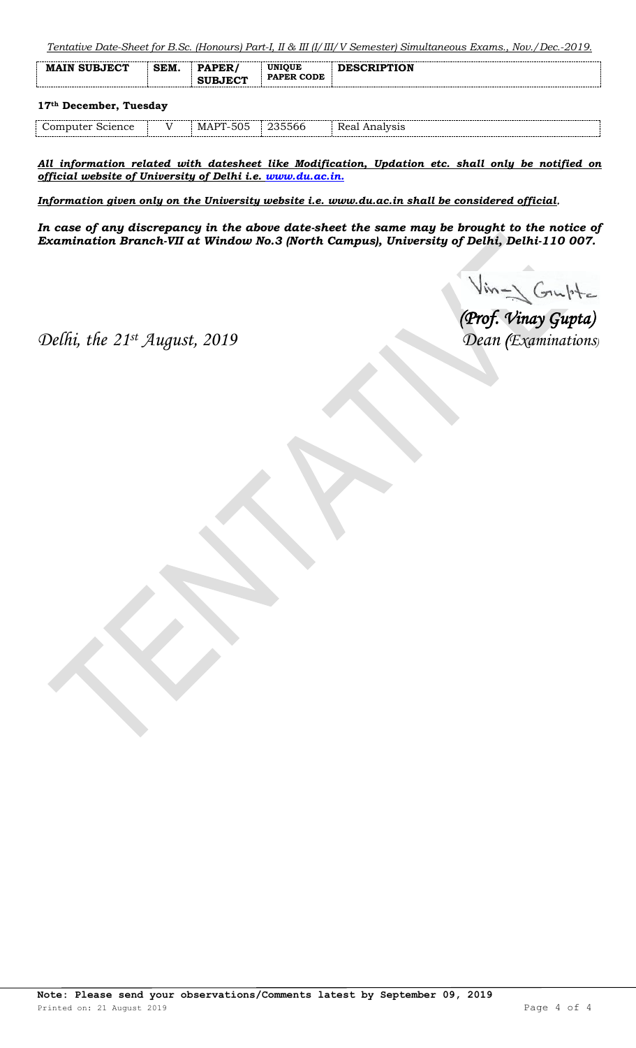| MAIN SUBJECT | SEM. | PAPER/ SUBJECT | UNIQUE PAPER CODE | DESCRIPTION |
|---|---|---|---|---|
| **17th December, Tuesday** | | | | |
| Computer Science | V | MAPT-505 | 235566 | Real Analysis |

***All information related with datesheet like Modification, Updation etc. shall only be notified on official website of University of Delhi i.e. www.du.ac.in.***

***Information given only on the University website i.e. www.du.ac.in shall be considered official.***

***In case of any discrepancy in the above date-sheet the same may be brought to the notice of Examination Branch-VII at Window No.3 (North Campus), University of Delhi, Delhi-110 007.***

Vinay Gupta

*(Prof. Vinay Gupta)*
*Dean (Examinations)*

*Delhi, the 21st August, 2019*

**Note: Please send your observations/Comments latest by September 09, 2019**

Printed on: 21 August 2019